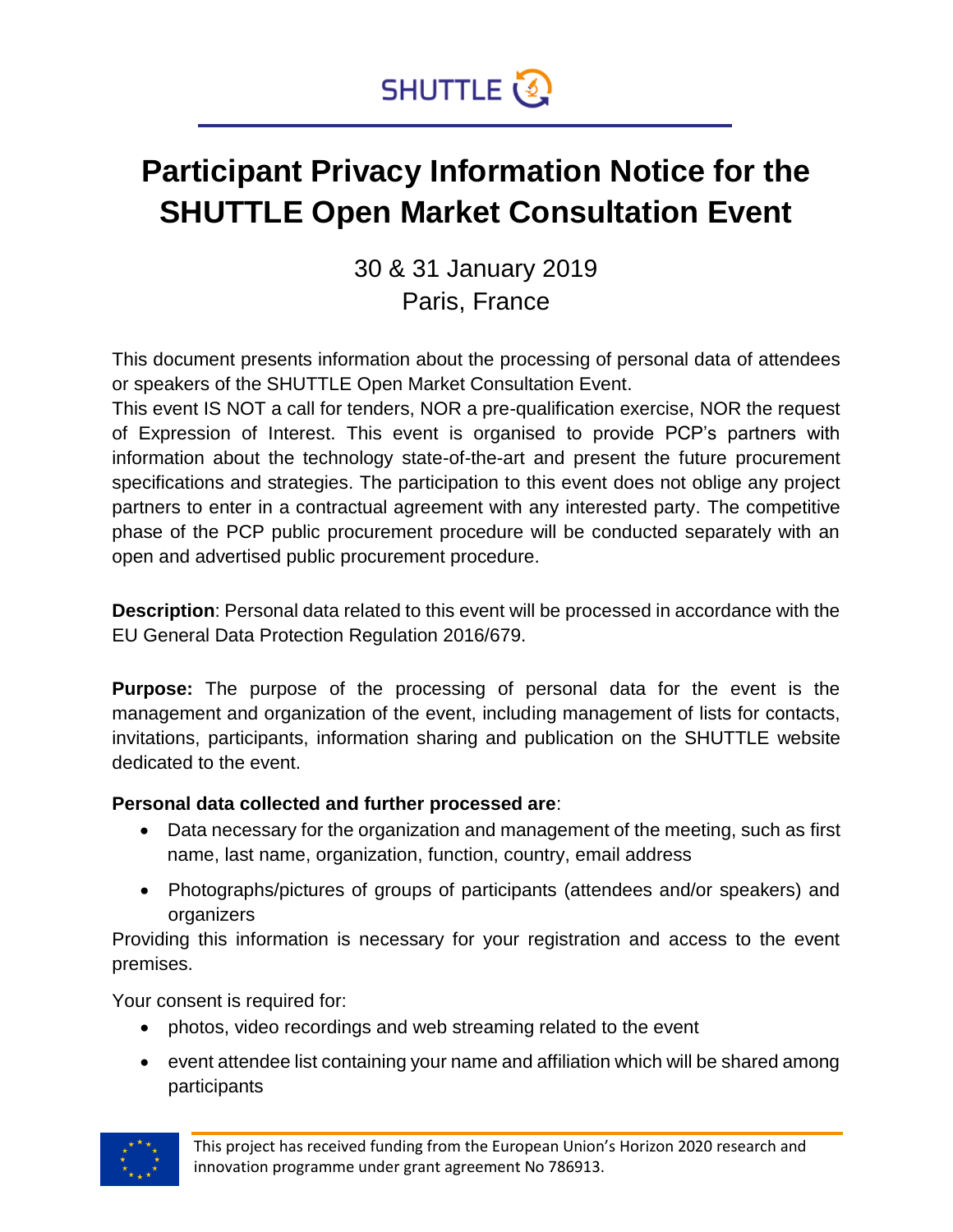SHUTTLE

# Participant Privacy Information Notice for the SHUTTLE Open Market Consultation Event

30 & 31 January 2019
Paris, France

This document presents information about the processing of personal data of attendees or speakers of the SHUTTLE Open Market Consultation Event.
This event IS NOT a call for tenders, NOR a pre-qualification exercise, NOR the request of Expression of Interest. This event is organised to provide PCP's partners with information about the technology state-of-the-art and present the future procurement specifications and strategies. The participation to this event does not oblige any project partners to enter in a contractual agreement with any interested party. The competitive phase of the PCP public procurement procedure will be conducted separately with an open and advertised public procurement procedure.

**Description**: Personal data related to this event will be processed in accordance with the EU General Data Protection Regulation 2016/679.

**Purpose:** The purpose of the processing of personal data for the event is the management and organization of the event, including management of lists for contacts, invitations, participants, information sharing and publication on the SHUTTLE website dedicated to the event.

**Personal data collected and further processed are**:

- Data necessary for the organization and management of the meeting, such as first name, last name, organization, function, country, email address
- Photographs/pictures of groups of participants (attendees and/or speakers) and organizers

Providing this information is necessary for your registration and access to the event premises.

Your consent is required for:

- photos, video recordings and web streaming related to the event
- event attendee list containing your name and affiliation which will be shared among participants

This project has received funding from the European Union's Horizon 2020 research and innovation programme under grant agreement No 786913.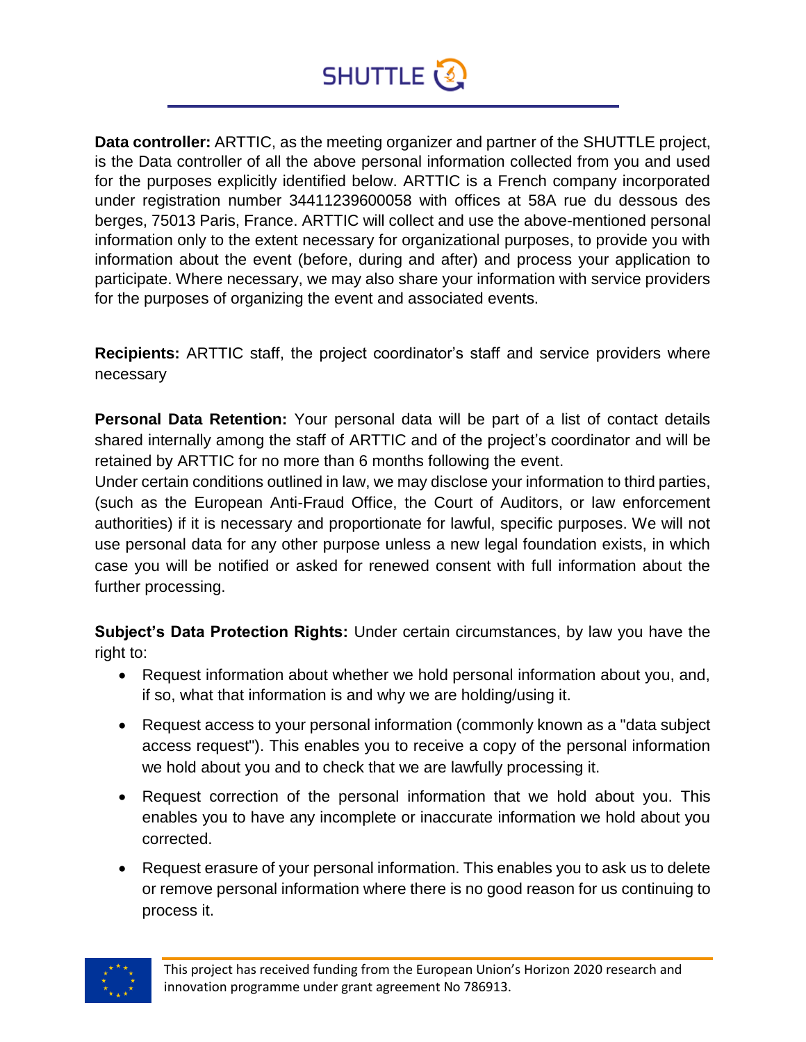**Data controller:** ARTTIC, as the meeting organizer and partner of the SHUTTLE project, is the Data controller of all the above personal information collected from you and used for the purposes explicitly identified below. ARTTIC is a French company incorporated under registration number 34411239600058 with offices at 58A rue du dessous des berges, 75013 Paris, France. ARTTIC will collect and use the above-mentioned personal information only to the extent necessary for organizational purposes, to provide you with information about the event (before, during and after) and process your application to participate. Where necessary, we may also share your information with service providers for the purposes of organizing the event and associated events.

**Recipients:** ARTTIC staff, the project coordinator's staff and service providers where necessary

**Personal Data Retention:** Your personal data will be part of a list of contact details shared internally among the staff of ARTTIC and of the project's coordinator and will be retained by ARTTIC for no more than 6 months following the event.
Under certain conditions outlined in law, we may disclose your information to third parties, (such as the European Anti-Fraud Office, the Court of Auditors, or law enforcement authorities) if it is necessary and proportionate for lawful, specific purposes. We will not use personal data for any other purpose unless a new legal foundation exists, in which case you will be notified or asked for renewed consent with full information about the further processing.

**Subject's Data Protection Rights:** Under certain circumstances, by law you have the right to:

- Request information about whether we hold personal information about you, and, if so, what that information is and why we are holding/using it.
- Request access to your personal information (commonly known as a "data subject access request"). This enables you to receive a copy of the personal information we hold about you and to check that we are lawfully processing it.
- Request correction of the personal information that we hold about you. This enables you to have any incomplete or inaccurate information we hold about you corrected.
- Request erasure of your personal information. This enables you to ask us to delete or remove personal information where there is no good reason for us continuing to process it.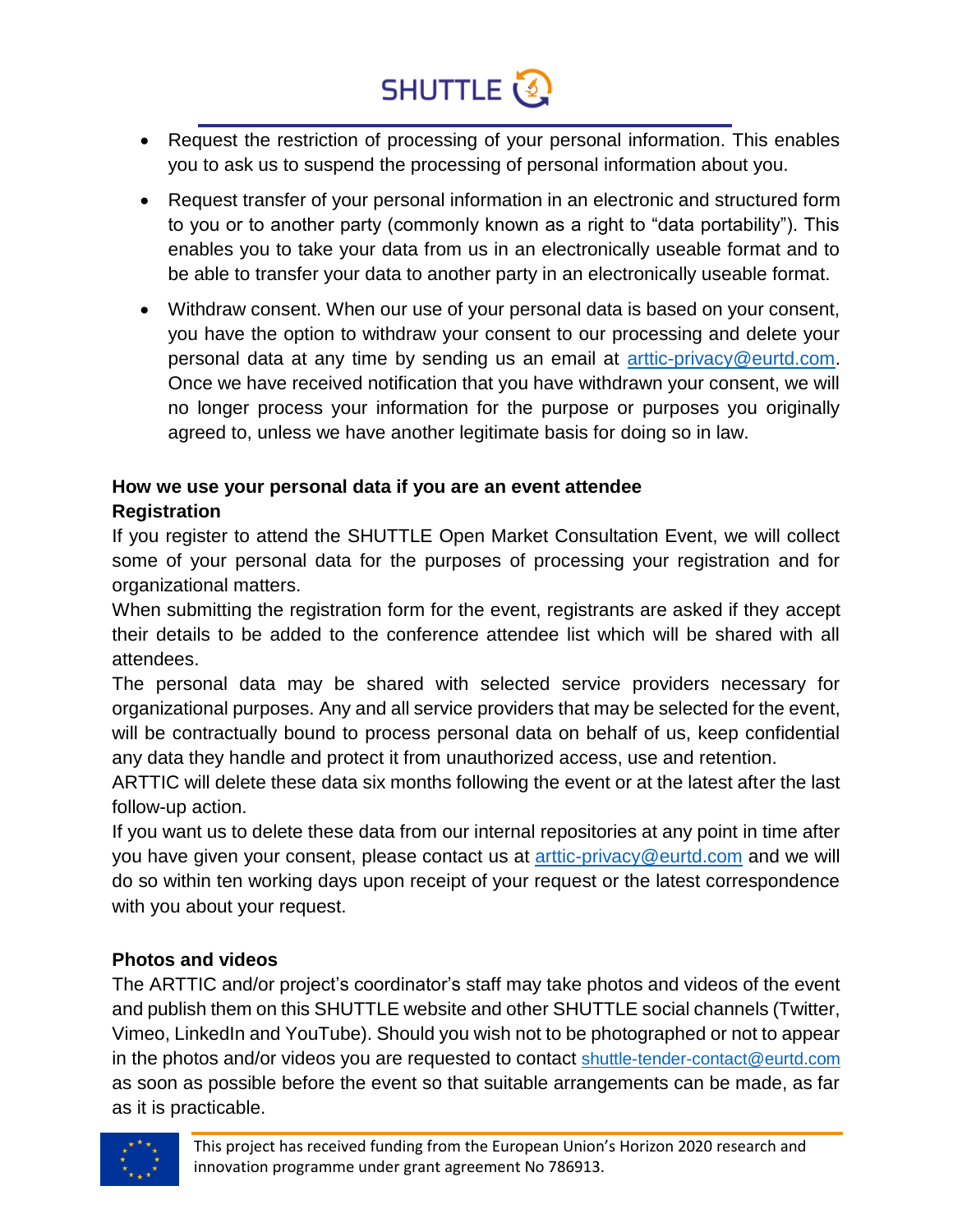- Request the restriction of processing of your personal information. This enables you to ask us to suspend the processing of personal information about you.
- Request transfer of your personal information in an electronic and structured form to you or to another party (commonly known as a right to "data portability"). This enables you to take your data from us in an electronically useable format and to be able to transfer your data to another party in an electronically useable format.
- Withdraw consent. When our use of your personal data is based on your consent, you have the option to withdraw your consent to our processing and delete your personal data at any time by sending us an email at arttic-privacy@eurtd.com. Once we have received notification that you have withdrawn your consent, we will no longer process your information for the purpose or purposes you originally agreed to, unless we have another legitimate basis for doing so in law.

**How we use your personal data if you are an event attendee**

**Registration**

If you register to attend the SHUTTLE Open Market Consultation Event, we will collect some of your personal data for the purposes of processing your registration and for organizational matters.

When submitting the registration form for the event, registrants are asked if they accept their details to be added to the conference attendee list which will be shared with all attendees.

The personal data may be shared with selected service providers necessary for organizational purposes. Any and all service providers that may be selected for the event, will be contractually bound to process personal data on behalf of us, keep confidential any data they handle and protect it from unauthorized access, use and retention.

ARTTIC will delete these data six months following the event or at the latest after the last follow-up action.

If you want us to delete these data from our internal repositories at any point in time after you have given your consent, please contact us at arttic-privacy@eurtd.com and we will do so within ten working days upon receipt of your request or the latest correspondence with you about your request.

**Photos and videos**

The ARTTIC and/or project's coordinator's staff may take photos and videos of the event and publish them on this SHUTTLE website and other SHUTTLE social channels (Twitter, Vimeo, LinkedIn and YouTube). Should you wish not to be photographed or not to appear in the photos and/or videos you are requested to contact shuttle-tender-contact@eurtd.com as soon as possible before the event so that suitable arrangements can be made, as far as it is practicable.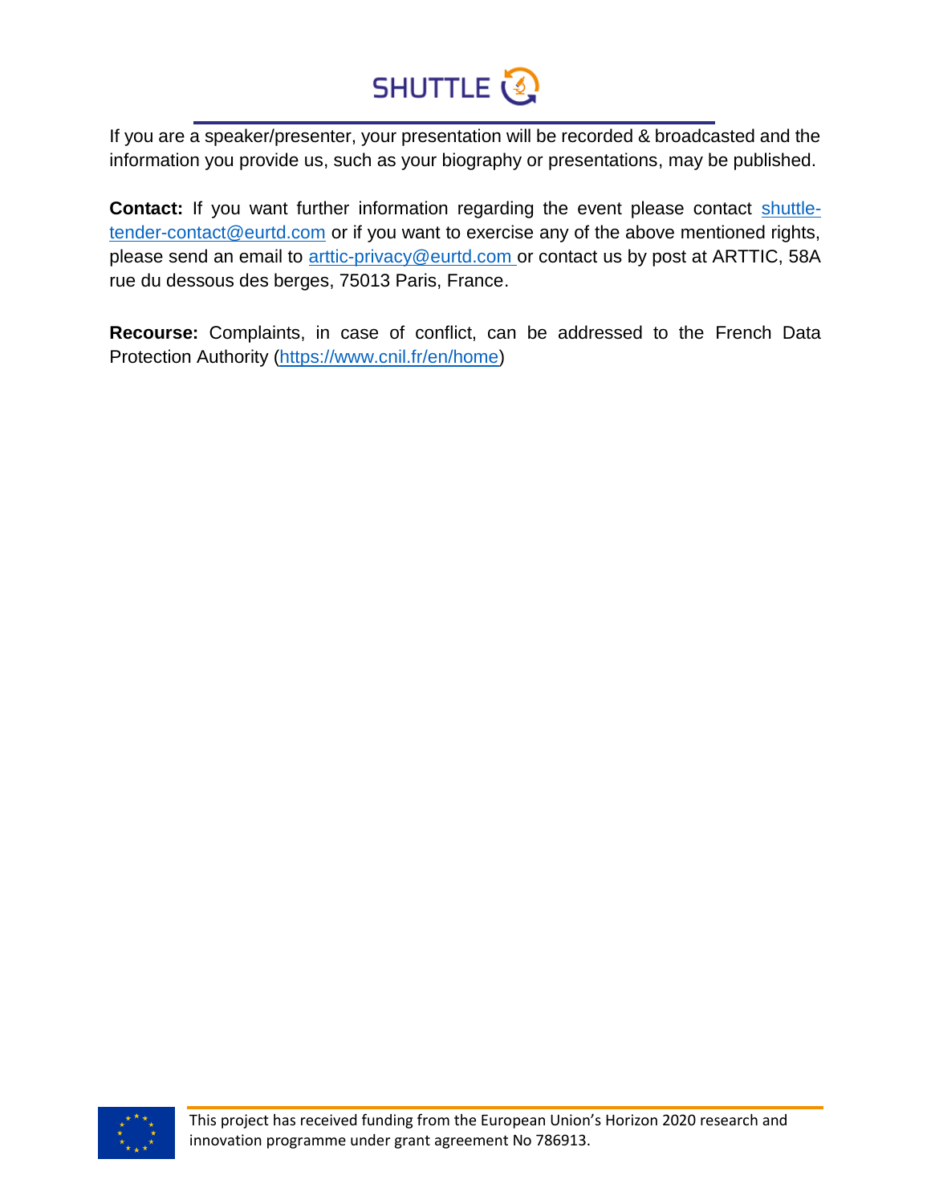If you are a speaker/presenter, your presentation will be recorded & broadcasted and the information you provide us, such as your biography or presentations, may be published.

**Contact:** If you want further information regarding the event please contact shuttle-tender-contact@eurtd.com or if you want to exercise any of the above mentioned rights, please send an email to arttic-privacy@eurtd.com or contact us by post at ARTTIC, 58A rue du dessous des berges, 75013 Paris, France.

**Recourse:** Complaints, in case of conflict, can be addressed to the French Data Protection Authority (https://www.cnil.fr/en/home)